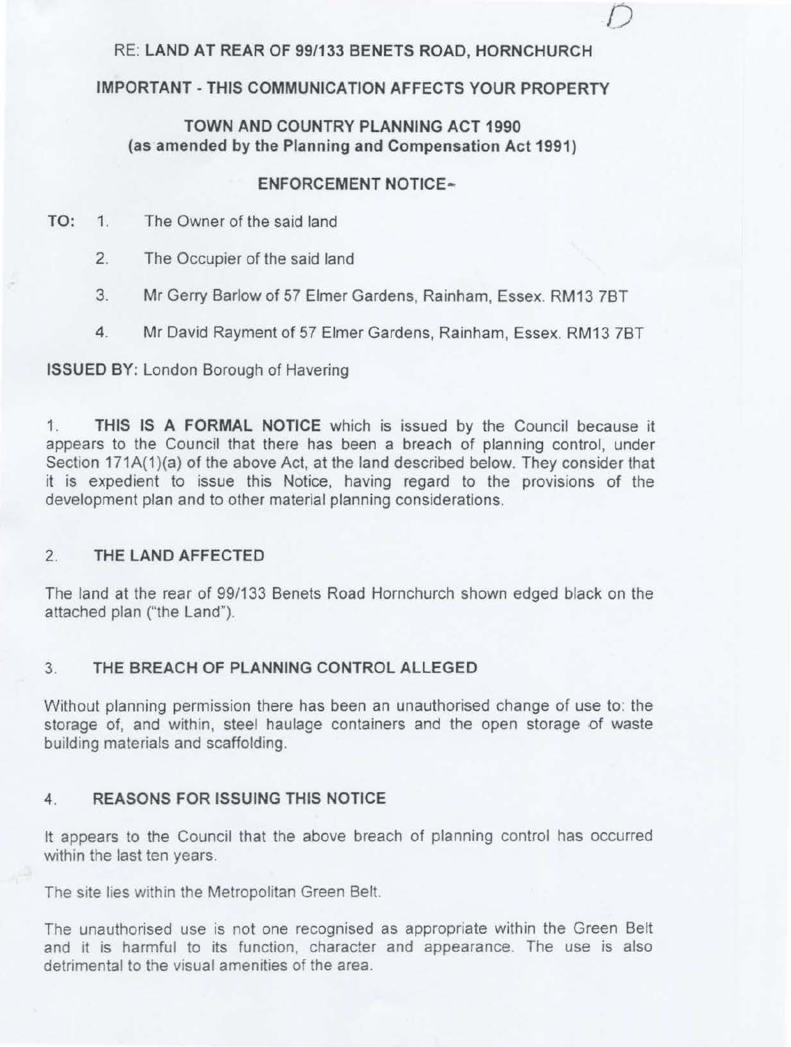RE: **LAND AT REAR OF 99/133 BENETS ROAD, HORNCHURCH**

**IMPORTANT - THIS COMMUNICATION AFFECTS YOUR PROPERTY**

**TOWN AND COUNTRY PLANNING ACT 1990**
**(as amended by the Planning and Compensation Act 1991)**

**ENFORCEMENT NOTICE**

**TO:**

1. The Owner of the said land
2. The Occupier of the said land
3. Mr Gerry Barlow of 57 Elmer Gardens, Rainham, Essex. RM13 7BT
4. Mr David Rayment of 57 Elmer Gardens, Rainham, Essex. RM13 7BT

**ISSUED BY:** London Borough of Havering

1. **THIS IS A FORMAL NOTICE** which is issued by the Council because it appears to the Council that there has been a breach of planning control, under Section 171A(1)(a) of the above Act, at the land described below. They consider that it is expedient to issue this Notice, having regard to the provisions of the development plan and to other material planning considerations.

## 2. THE LAND AFFECTED

The land at the rear of 99/133 Benets Road Hornchurch shown edged black on the attached plan ("the Land").

## 3. THE BREACH OF PLANNING CONTROL ALLEGED

Without planning permission there has been an unauthorised change of use to: the storage of, and within, steel haulage containers and the open storage of waste building materials and scaffolding.

## 4. REASONS FOR ISSUING THIS NOTICE

It appears to the Council that the above breach of planning control has occurred within the last ten years.

The site lies within the Metropolitan Green Belt.

The unauthorised use is not one recognised as appropriate within the Green Belt and it is harmful to its function, character and appearance. The use is also detrimental to the visual amenities of the area.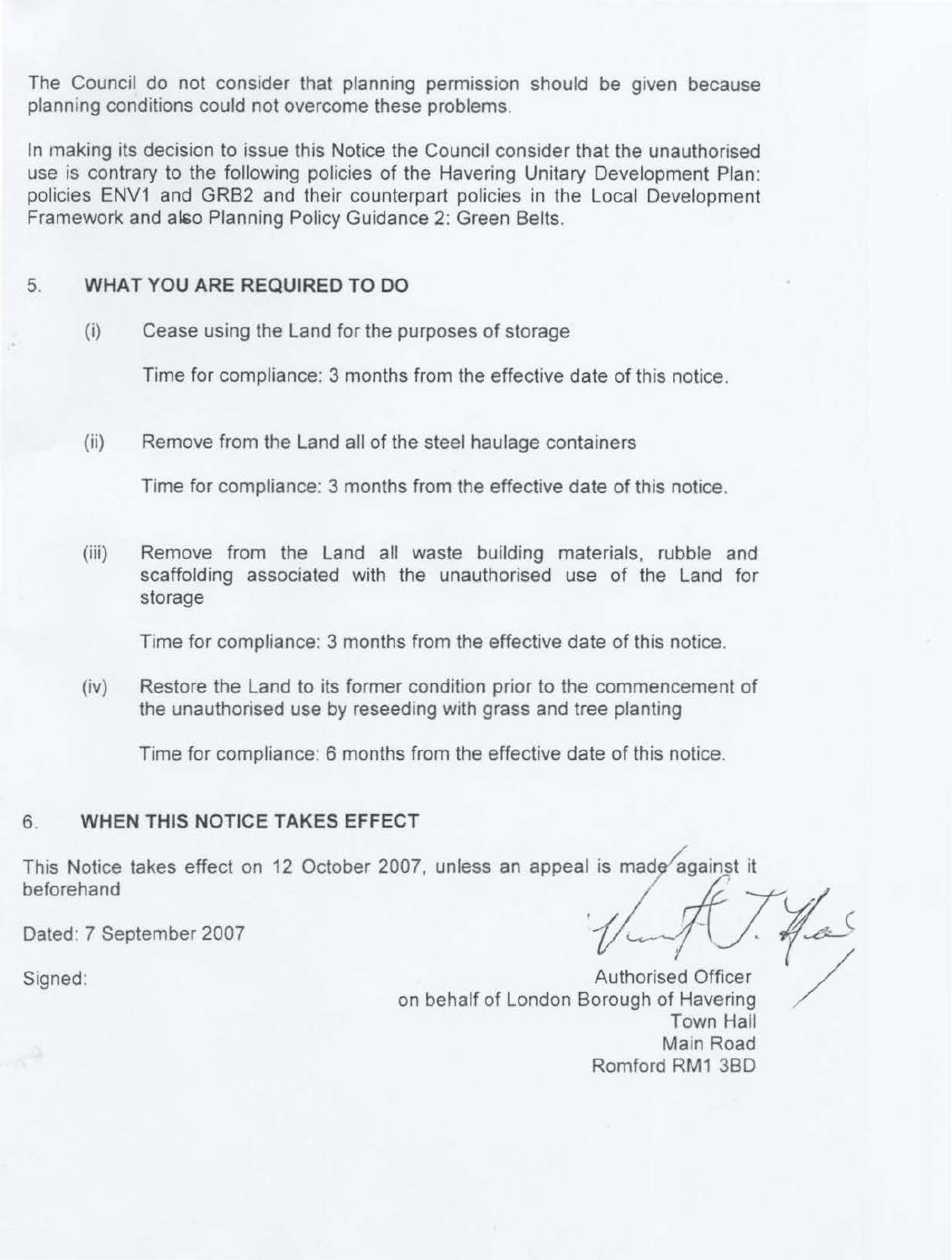The Council do not consider that planning permission should be given because planning conditions could not overcome these problems.

In making its decision to issue this Notice the Council consider that the unauthorised use is contrary to the following policies of the Havering Unitary Development Plan: policies ENV1 and GRB2 and their counterpart policies in the Local Development Framework and also Planning Policy Guidance 2: Green Belts.

## 5. WHAT YOU ARE REQUIRED TO DO

(i) Cease using the Land for the purposes of storage

Time for compliance: 3 months from the effective date of this notice.

(ii) Remove from the Land all of the steel haulage containers

Time for compliance: 3 months from the effective date of this notice.

(iii) Remove from the Land all waste building materials, rubble and scaffolding associated with the unauthorised use of the Land for storage

Time for compliance: 3 months from the effective date of this notice.

(iv) Restore the Land to its former condition prior to the commencement of the unauthorised use by reseeding with grass and tree planting

Time for compliance: 6 months from the effective date of this notice.

## 6. WHEN THIS NOTICE TAKES EFFECT

This Notice takes effect on 12 October 2007, unless an appeal is made against it beforehand

Dated: 7 September 2007

Signed:

Authorised Officer
on behalf of London Borough of Havering
Town Hall
Main Road
Romford RM1 3BD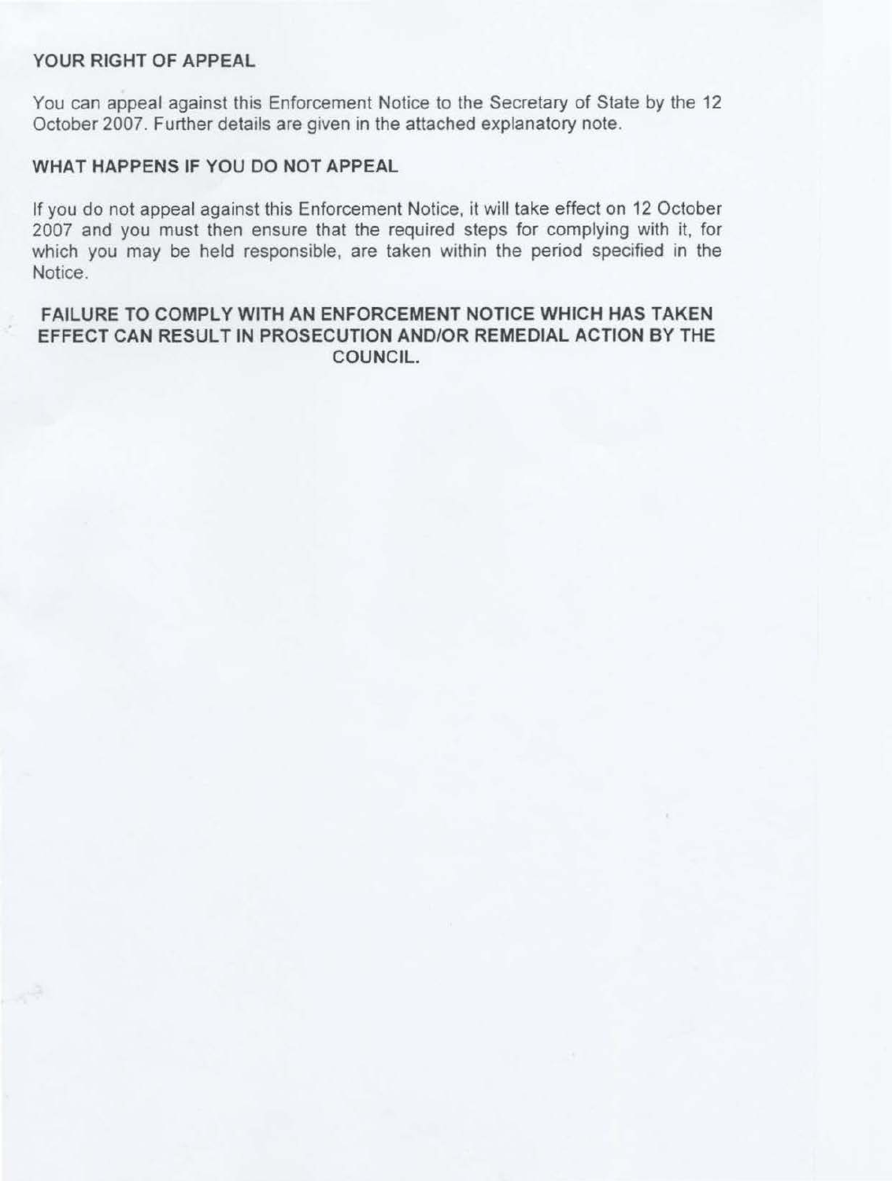## YOUR RIGHT OF APPEAL

You can appeal against this Enforcement Notice to the Secretary of State by the 12 October 2007. Further details are given in the attached explanatory note.

## WHAT HAPPENS IF YOU DO NOT APPEAL

If you do not appeal against this Enforcement Notice, it will take effect on 12 October 2007 and you must then ensure that the required steps for complying with it, for which you may be held responsible, are taken within the period specified in the Notice.

**FAILURE TO COMPLY WITH AN ENFORCEMENT NOTICE WHICH HAS TAKEN EFFECT CAN RESULT IN PROSECUTION AND/OR REMEDIAL ACTION BY THE COUNCIL.**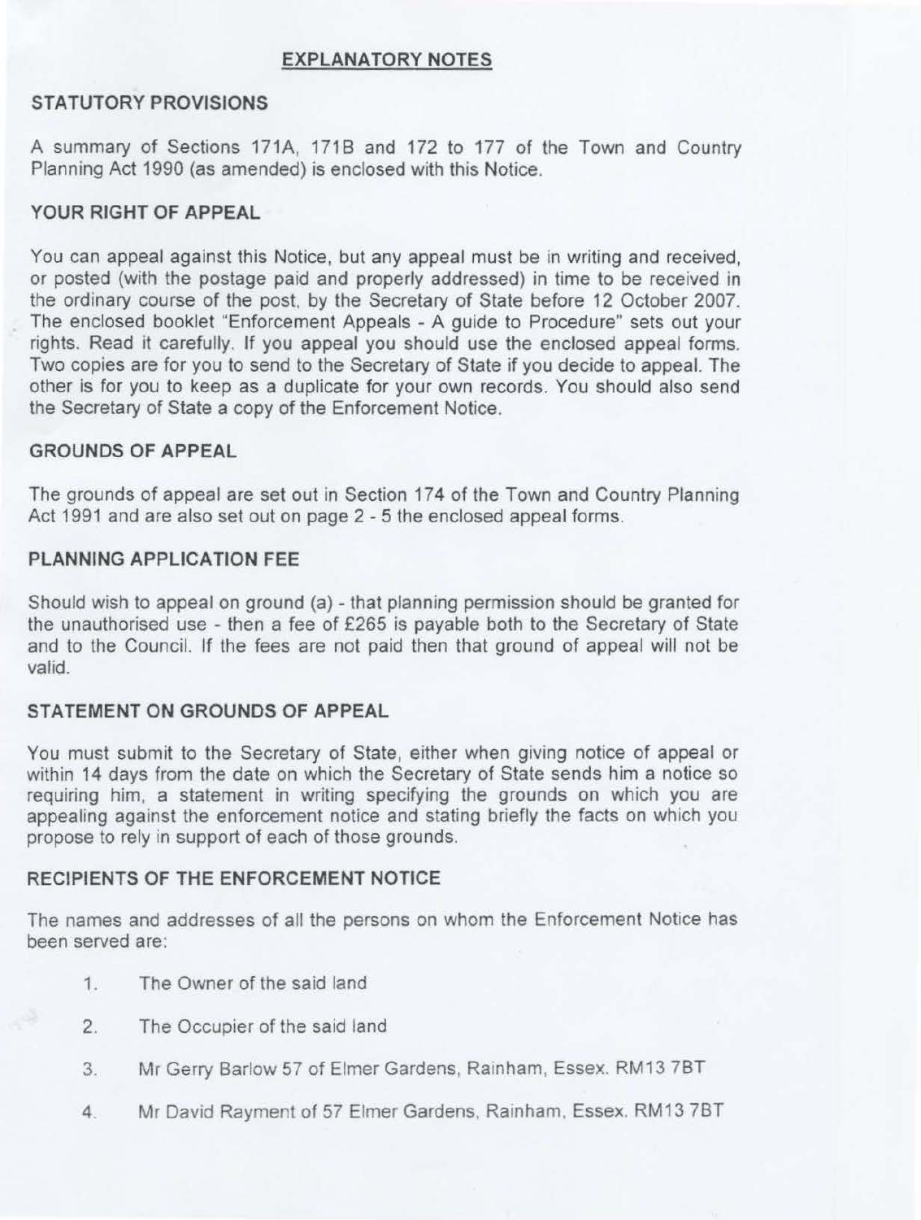## EXPLANATORY NOTES

### STATUTORY PROVISIONS

A summary of Sections 171A, 171B and 172 to 177 of the Town and Country Planning Act 1990 (as amended) is enclosed with this Notice.

### YOUR RIGHT OF APPEAL

You can appeal against this Notice, but any appeal must be in writing and received, or posted (with the postage paid and properly addressed) in time to be received in the ordinary course of the post, by the Secretary of State before 12 October 2007. The enclosed booklet "Enforcement Appeals - A guide to Procedure" sets out your rights. Read it carefully. If you appeal you should use the enclosed appeal forms. Two copies are for you to send to the Secretary of State if you decide to appeal. The other is for you to keep as a duplicate for your own records. You should also send the Secretary of State a copy of the Enforcement Notice.

### GROUNDS OF APPEAL

The grounds of appeal are set out in Section 174 of the Town and Country Planning Act 1991 and are also set out on page 2 - 5 the enclosed appeal forms.

### PLANNING APPLICATION FEE

Should wish to appeal on ground (a) - that planning permission should be granted for the unauthorised use - then a fee of £265 is payable both to the Secretary of State and to the Council. If the fees are not paid then that ground of appeal will not be valid.

### STATEMENT ON GROUNDS OF APPEAL

You must submit to the Secretary of State, either when giving notice of appeal or within 14 days from the date on which the Secretary of State sends him a notice so requiring him, a statement in writing specifying the grounds on which you are appealing against the enforcement notice and stating briefly the facts on which you propose to rely in support of each of those grounds.

### RECIPIENTS OF THE ENFORCEMENT NOTICE

The names and addresses of all the persons on whom the Enforcement Notice has been served are:

1. The Owner of the said land
2. The Occupier of the said land
3. Mr Gerry Barlow 57 of Elmer Gardens, Rainham, Essex. RM13 7BT
4. Mr David Rayment of 57 Elmer Gardens, Rainham, Essex. RM13 7BT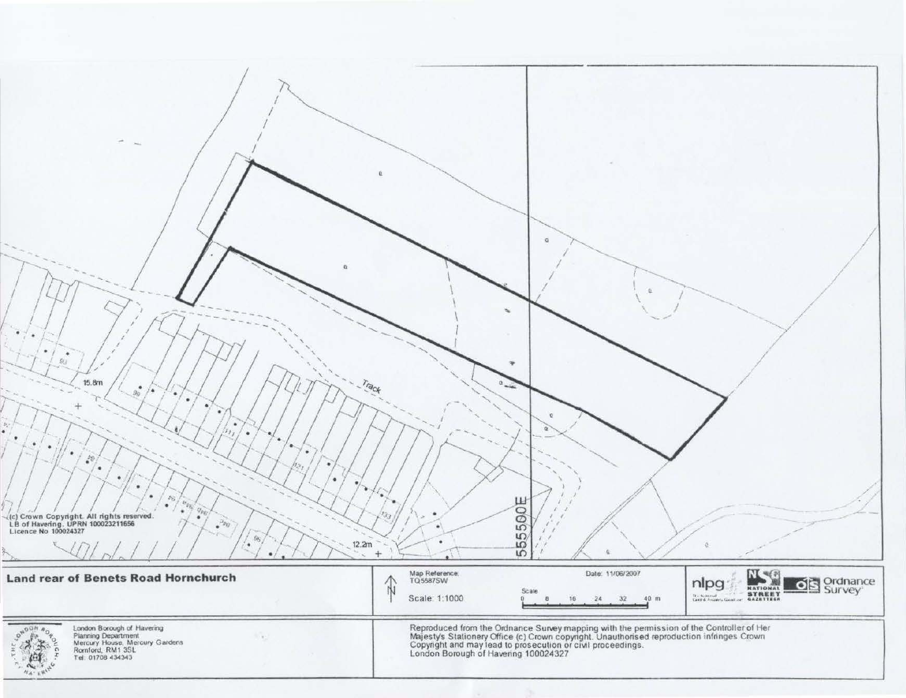(c) Crown Copyright. All rights reserved.
LB of Havering. UPRN 100023211656
Licence No 100024327

## Land rear of Benets Road Hornchurch

Map Reference: TQ5587SW

Scale: 1:1000

Date: 11/06/2007

Scale 0 8 16 24 32 40 m

London Borough of Havering
Planning Department
Mercury House, Mercury Gardens
Romford, RM1 3SL
Tel: 01708 434343

Reproduced from the Ordnance Survey mapping with the permission of the Controller of Her Majesty's Stationery Office (c) Crown copyright. Unauthorised reproduction infringes Crown Copyright and may lead to prosecution or civil proceedings.
London Borough of Havering 100024327